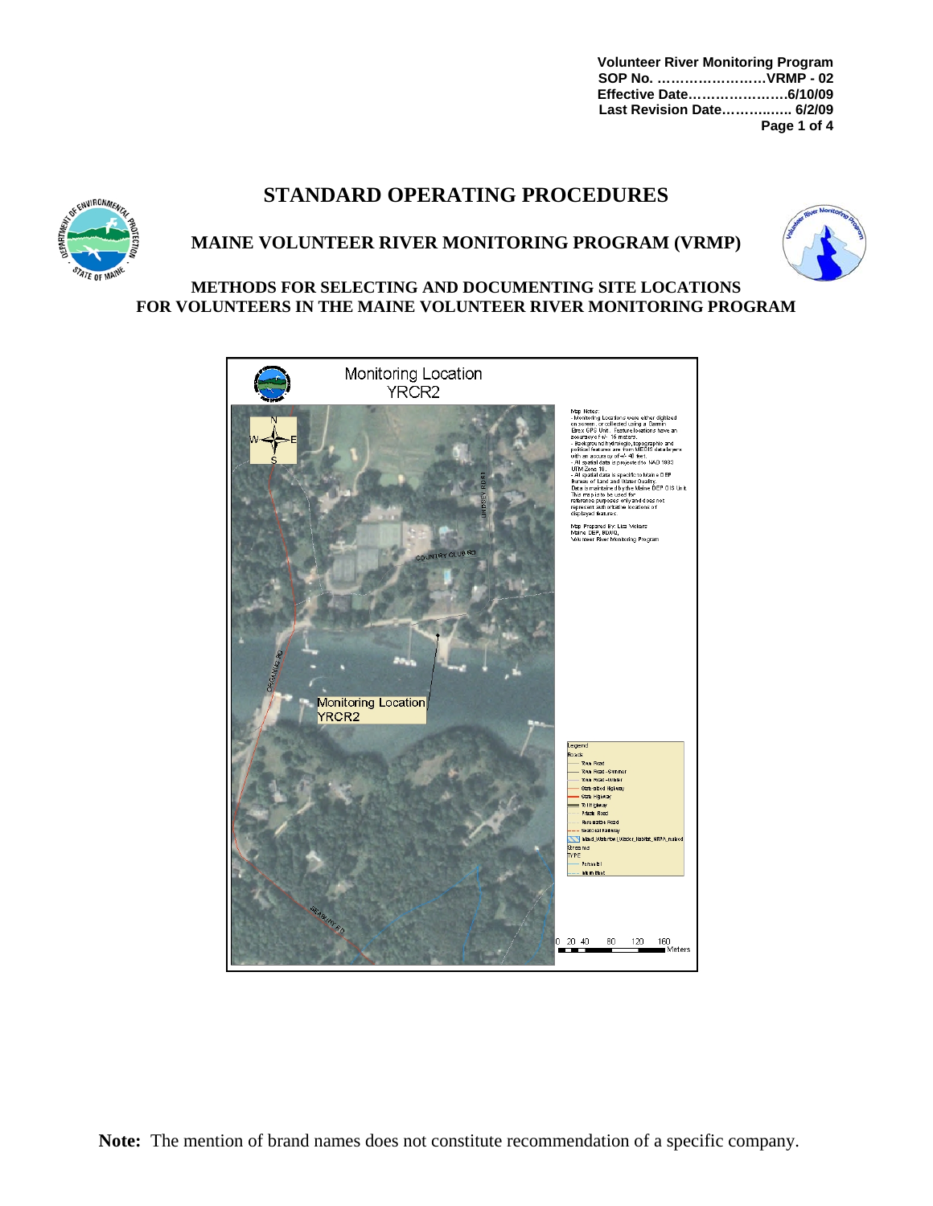Volunteer River Monitoring Program
SOP No. ……………………VRMP - 02
Effective Date…………………6/10/09
Last Revision Date……………. 6/2/09

# STANDARD OPERATING PROCEDURES

## MAINE VOLUNTEER RIVER MONITORING PROGRAM (VRMP)

### METHODS FOR SELECTING AND DOCUMENTING SITE LOCATIONS FOR VOLUNTEERS IN THE MAINE VOLUNTEER RIVER MONITORING PROGRAM

Monitoring Location
YRCR2

Map Notes:
- Monitoring Locations were either digitized on screen, or collected using a Garmin Etrex GPS Unit. Feature locations have an accuracy of +/- 16 meters.
- Background hydrologic, topographic and political features are from MEGIS data layers with an accuracy of +/- 40 feet.
- All spatial data is projected to NAD 1983 UTM Zone 19.
- All spatial data is specific to Maine DEP Bureau of Land and Water Quality. Data is maintained by the Maine DEP GIS Unit. This map is to be used for reference purposes only and does not represent authoritative locations of displayed features.

Map Prepared By: Lisa Vickers
Maine DEP, BLWQ,
Volunteer River Monitoring Program

Legend
Roads
- Town Road
- Town Road - Summer
- Town Road - Winter
- State-aided Highway
- State Highway
- Toll Highway
- Private Road
- Restricted Road
- Seasonal Railway
- Inland_Waterfowl_Wader_Habitat_NRPA_Rated

Streams
TYPE
- Perennial
- Intermittent

0 20 40 80 120 160 Meters

**Note:** The mention of brand names does not constitute recommendation of a specific company.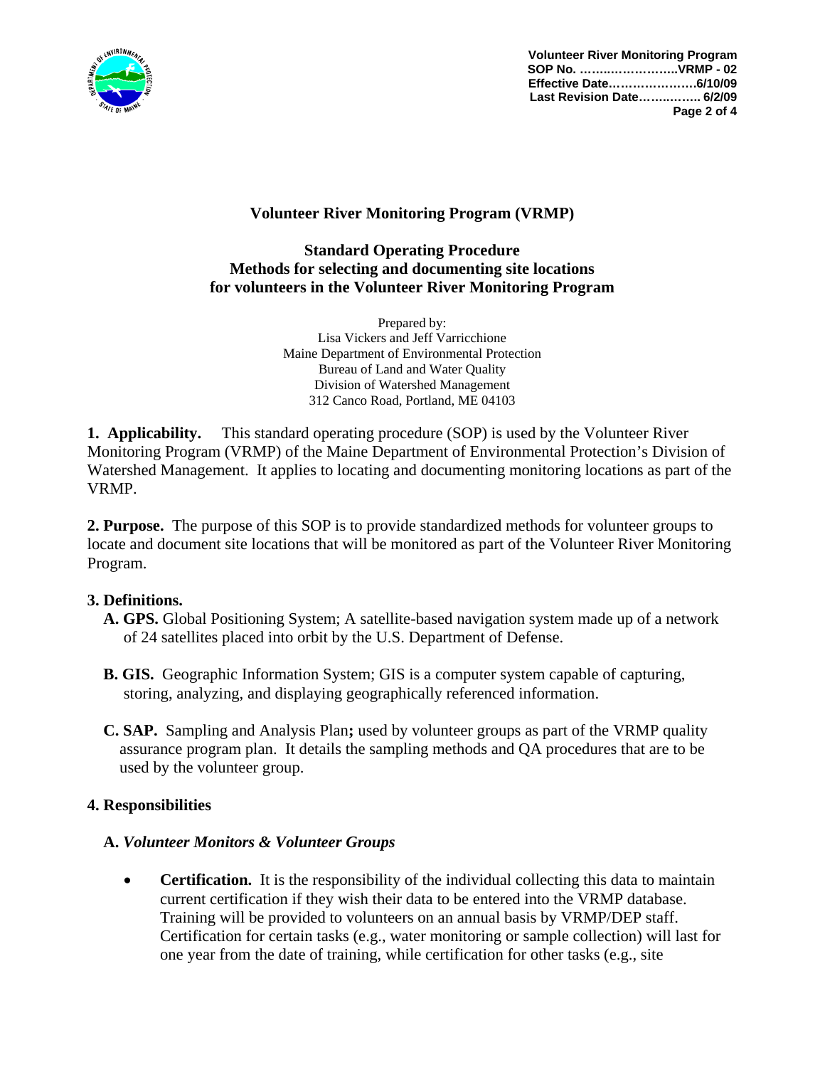# Volunteer River Monitoring Program (VRMP)

## Standard Operating Procedure
## Methods for selecting and documenting site locations for volunteers in the Volunteer River Monitoring Program

Prepared by:
Lisa Vickers and Jeff Varricchione
Maine Department of Environmental Protection
Bureau of Land and Water Quality
Division of Watershed Management
312 Canco Road, Portland, ME 04103

**1. Applicability.** This standard operating procedure (SOP) is used by the Volunteer River Monitoring Program (VRMP) of the Maine Department of Environmental Protection's Division of Watershed Management. It applies to locating and documenting monitoring locations as part of the VRMP.

**2. Purpose.** The purpose of this SOP is to provide standardized methods for volunteer groups to locate and document site locations that will be monitored as part of the Volunteer River Monitoring Program.

**3. Definitions.**

**A. GPS.** Global Positioning System; A satellite-based navigation system made up of a network of 24 satellites placed into orbit by the U.S. Department of Defense.

**B. GIS.** Geographic Information System; GIS is a computer system capable of capturing, storing, analyzing, and displaying geographically referenced information.

**C. SAP.** Sampling and Analysis Plan**;** used by volunteer groups as part of the VRMP quality assurance program plan. It details the sampling methods and QA procedures that are to be used by the volunteer group.

**4. Responsibilities**

**A.** ***Volunteer Monitors & Volunteer Groups***

- **Certification.** It is the responsibility of the individual collecting this data to maintain current certification if they wish their data to be entered into the VRMP database. Training will be provided to volunteers on an annual basis by VRMP/DEP staff. Certification for certain tasks (e.g., water monitoring or sample collection) will last for one year from the date of training, while certification for other tasks (e.g., site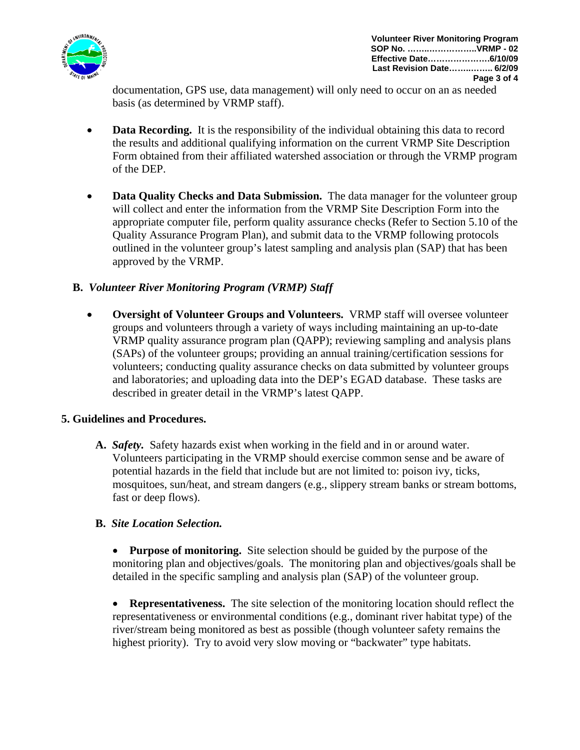documentation, GPS use, data management) will only need to occur on an as needed basis (as determined by VRMP staff).

- **Data Recording.** It is the responsibility of the individual obtaining this data to record the results and additional qualifying information on the current VRMP Site Description Form obtained from their affiliated watershed association or through the VRMP program of the DEP.

- **Data Quality Checks and Data Submission.** The data manager for the volunteer group will collect and enter the information from the VRMP Site Description Form into the appropriate computer file, perform quality assurance checks (Refer to Section 5.10 of the Quality Assurance Program Plan), and submit data to the VRMP following protocols outlined in the volunteer group's latest sampling and analysis plan (SAP) that has been approved by the VRMP.

**B.** ***Volunteer River Monitoring Program (VRMP) Staff***

- **Oversight of Volunteer Groups and Volunteers.** VRMP staff will oversee volunteer groups and volunteers through a variety of ways including maintaining an up-to-date VRMP quality assurance program plan (QAPP); reviewing sampling and analysis plans (SAPs) of the volunteer groups; providing an annual training/certification sessions for volunteers; conducting quality assurance checks on data submitted by volunteer groups and laboratories; and uploading data into the DEP's EGAD database. These tasks are described in greater detail in the VRMP's latest QAPP.

## 5. Guidelines and Procedures.

**A.** ***Safety.*** Safety hazards exist when working in the field and in or around water. Volunteers participating in the VRMP should exercise common sense and be aware of potential hazards in the field that include but are not limited to: poison ivy, ticks, mosquitoes, sun/heat, and stream dangers (e.g., slippery stream banks or stream bottoms, fast or deep flows).

**B.** ***Site Location Selection.***

- **Purpose of monitoring.** Site selection should be guided by the purpose of the monitoring plan and objectives/goals. The monitoring plan and objectives/goals shall be detailed in the specific sampling and analysis plan (SAP) of the volunteer group.

- **Representativeness.** The site selection of the monitoring location should reflect the representativeness or environmental conditions (e.g., dominant river habitat type) of the river/stream being monitored as best as possible (though volunteer safety remains the highest priority). Try to avoid very slow moving or "backwater" type habitats.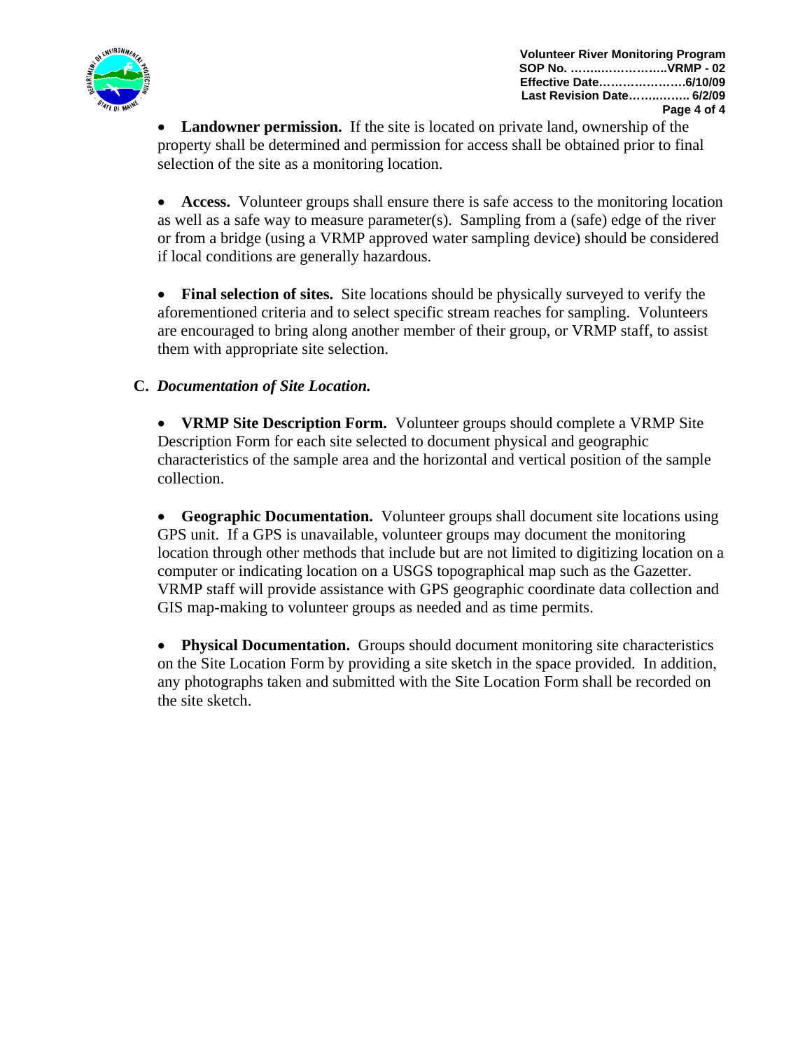- **Landowner permission.** If the site is located on private land, ownership of the property shall be determined and permission for access shall be obtained prior to final selection of the site as a monitoring location.

- **Access.** Volunteer groups shall ensure there is safe access to the monitoring location as well as a safe way to measure parameter(s). Sampling from a (safe) edge of the river or from a bridge (using a VRMP approved water sampling device) should be considered if local conditions are generally hazardous.

- **Final selection of sites.** Site locations should be physically surveyed to verify the aforementioned criteria and to select specific stream reaches for sampling. Volunteers are encouraged to bring along another member of their group, or VRMP staff, to assist them with appropriate site selection.

**C. *Documentation of Site Location.***

- **VRMP Site Description Form.** Volunteer groups should complete a VRMP Site Description Form for each site selected to document physical and geographic characteristics of the sample area and the horizontal and vertical position of the sample collection.

- **Geographic Documentation.** Volunteer groups shall document site locations using GPS unit. If a GPS is unavailable, volunteer groups may document the monitoring location through other methods that include but are not limited to digitizing location on a computer or indicating location on a USGS topographical map such as the Gazetter. VRMP staff will provide assistance with GPS geographic coordinate data collection and GIS map-making to volunteer groups as needed and as time permits.

- **Physical Documentation.** Groups should document monitoring site characteristics on the Site Location Form by providing a site sketch in the space provided. In addition, any photographs taken and submitted with the Site Location Form shall be recorded on the site sketch.